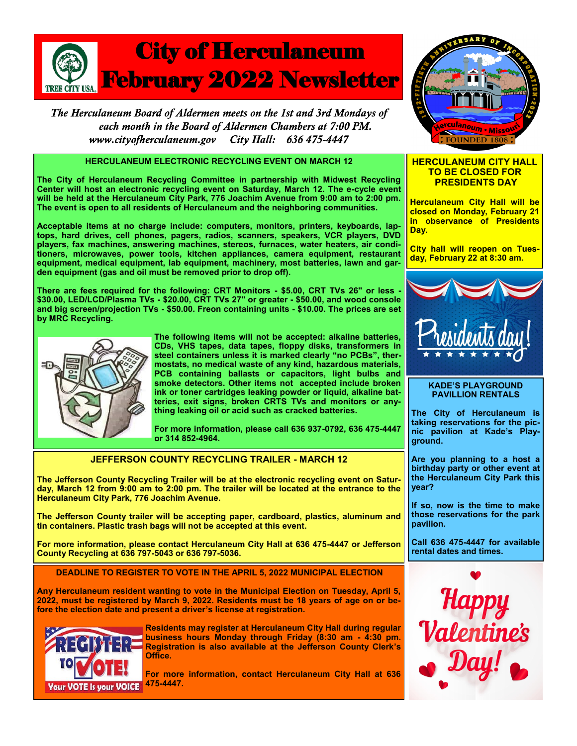# City of Herculaneum February 2022 Newsletter

*The Herculaneum Board of Aldermen meets on the 1st and 3rd Mondays of each month in the Board of Aldermen Chambers at 7:00 PM.*
*www.cityofherculaneum.gov City Hall: 636 475-4447*

## HERCULANEUM ELECTRONIC RECYCLING EVENT ON MARCH 12

**The City of Herculaneum Recycling Committee in partnership with Midwest Recycling Center will host an electronic recycling event on Saturday, March 12. The e-cycle event will be held at the Herculaneum City Park, 776 Joachim Avenue from 9:00 am to 2:00 pm. The event is open to all residents of Herculaneum and the neighboring communities.**

**Acceptable items at no charge include: computers, monitors, printers, keyboards, laptops, hard drives, cell phones, pagers, radios, scanners, speakers, VCR players, DVD players, fax machines, answering machines, stereos, furnaces, water heaters, air conditioners, microwaves, power tools, kitchen appliances, camera equipment, restaurant equipment, medical equipment, lab equipment, machinery, most batteries, lawn and garden equipment (gas and oil must be removed prior to drop off).**

**There are fees required for the following: CRT Monitors - $5.00, CRT TVs 26" or less - $30.00, LED/LCD/Plasma TVs - $20.00, CRT TVs 27" or greater - $50.00, and wood console and big screen/projection TVs - $50.00. Freon containing units - $10.00. The prices are set by MRC Recycling.**

**The following items will not be accepted: alkaline batteries, CDs, VHS tapes, data tapes, floppy disks, transformers in steel containers unless it is marked clearly "no PCBs", thermostats, no medical waste of any kind, hazardous materials, PCB containing ballasts or capacitors, light bulbs and smoke detectors. Other items not accepted include broken ink or toner cartridges leaking powder or liquid, alkaline batteries, exit signs, broken CRTS TVs and monitors or anything leaking oil or acid such as cracked batteries.**

**For more information, please call 636 937-0792, 636 475-4447 or 314 852-4964.**

## JEFFERSON COUNTY RECYCLING TRAILER - MARCH 12

**The Jefferson County Recycling Trailer will be at the electronic recycling event on Saturday, March 12 from 9:00 am to 2:00 pm. The trailer will be located at the entrance to the Herculaneum City Park, 776 Joachim Avenue.**

**The Jefferson County trailer will be accepting paper, cardboard, plastics, aluminum and tin containers. Plastic trash bags will not be accepted at this event.**

**For more information, please contact Herculaneum City Hall at 636 475-4447 or Jefferson County Recycling at 636 797-5043 or 636 797-5036.**

## DEADLINE TO REGISTER TO VOTE IN THE APRIL 5, 2022 MUNICIPAL ELECTION

**Any Herculaneum resident wanting to vote in the Municipal Election on Tuesday, April 5, 2022, must be registered by March 9, 2022. Residents must be 18 years of age on or before the election date and present a driver's license at registration.**

**Residents may register at Herculaneum City Hall during regular business hours Monday through Friday (8:30 am - 4:30 pm. Registration is also available at the Jefferson County Clerk's Office.**

**For more information, contact Herculaneum City Hall at 636 475-4447.**

## HERCULANEUM CITY HALL TO BE CLOSED FOR PRESIDENTS DAY

**Herculaneum City Hall will be closed on Monday, February 21 in observance of Presidents Day.**

**City hall will reopen on Tuesday, February 22 at 8:30 am.**

## KADE'S PLAYGROUND PAVILLION RENTALS

**The City of Herculaneum is taking reservations for the picnic pavilion at Kade's Playground.**

**Are you planning to a host a birthday party or other event at the Herculaneum City Park this year?**

**If so, now is the time to make those reservations for the park pavilion.**

**Call 636 475-4447 for available rental dates and times.**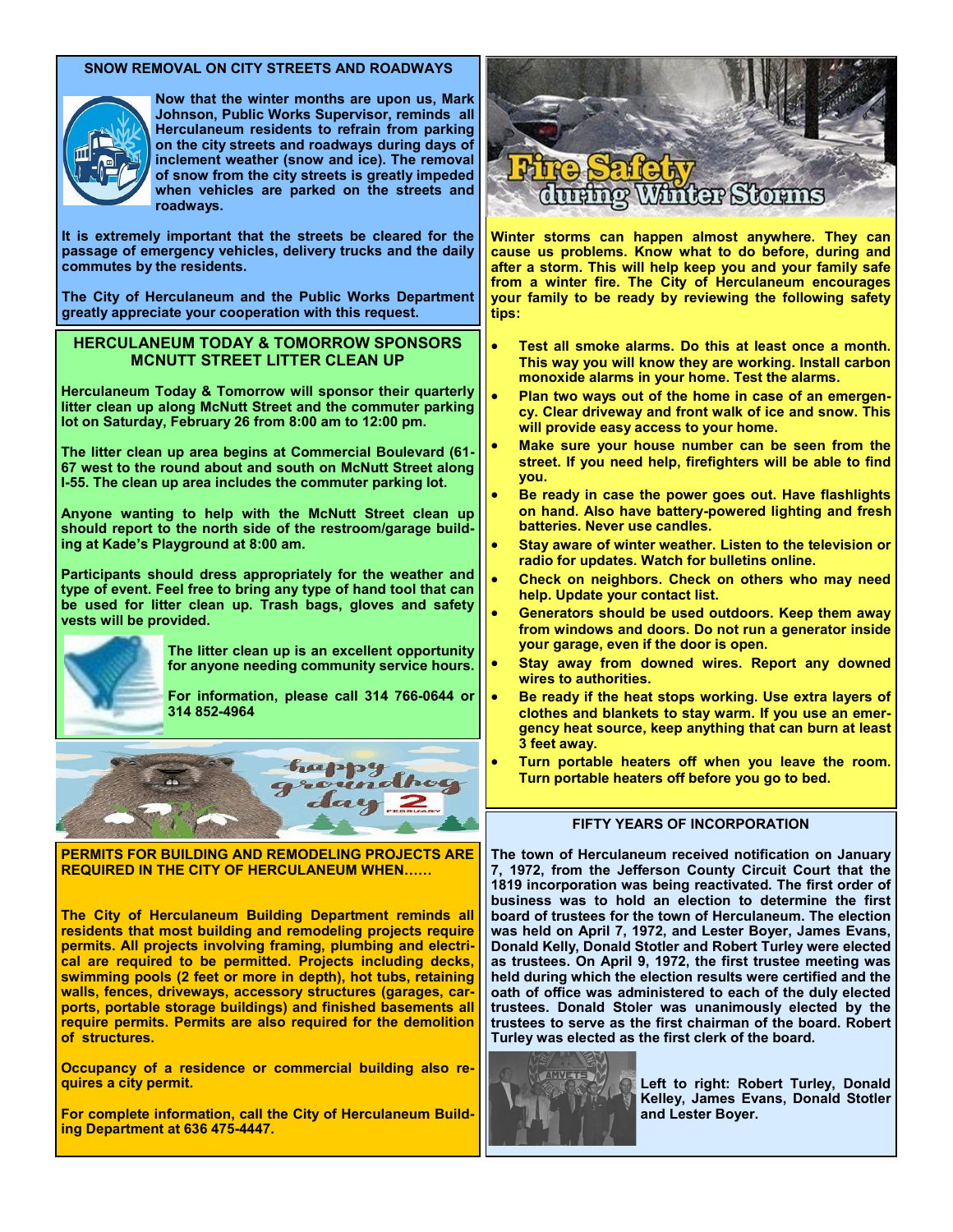## SNOW REMOVAL ON CITY STREETS AND ROADWAYS

**Now that the winter months are upon us, Mark Johnson, Public Works Supervisor, reminds all Herculaneum residents to refrain from parking on the city streets and roadways during days of inclement weather (snow and ice). The removal of snow from the city streets is greatly impeded when vehicles are parked on the streets and roadways.**

**It is extremely important that the streets be cleared for the passage of emergency vehicles, delivery trucks and the daily commutes by the residents.**

**The City of Herculaneum and the Public Works Department greatly appreciate your cooperation with this request.**

## HERCULANEUM TODAY & TOMORROW SPONSORS MCNUTT STREET LITTER CLEAN UP

**Herculaneum Today & Tomorrow will sponsor their quarterly litter clean up along McNutt Street and the commuter parking lot on Saturday, February 26 from 8:00 am to 12:00 pm.**

**The litter clean up area begins at Commercial Boulevard (61-67 west to the round about and south on McNutt Street along I-55. The clean up area includes the commuter parking lot.**

**Anyone wanting to help with the McNutt Street clean up should report to the north side of the restroom/garage building at Kade's Playground at 8:00 am.**

**Participants should dress appropriately for the weather and type of event. Feel free to bring any type of hand tool that can be used for litter clean up. Trash bags, gloves and safety vests will be provided.**

**The litter clean up is an excellent opportunity for anyone needing community service hours.**

**For information, please call 314 766-0644 or 314 852-4964**

happy groundhog day 2 FEBRUARY

## PERMITS FOR BUILDING AND REMODELING PROJECTS ARE REQUIRED IN THE CITY OF HERCULANEUM WHEN……

**The City of Herculaneum Building Department reminds all residents that most building and remodeling projects require permits. All projects involving framing, plumbing and electrical are required to be permitted. Projects including decks, swimming pools (2 feet or more in depth), hot tubs, retaining walls, fences, driveways, accessory structures (garages, carports, portable storage buildings) and finished basements all require permits. Permits are also required for the demolition of structures.**

**Occupancy of a residence or commercial building also requires a city permit.**

**For complete information, call the City of Herculaneum Building Department at 636 475-4447.**

## Fire Safety during Winter Storms

**Winter storms can happen almost anywhere. They can cause us problems. Know what to do before, during and after a storm. This will help keep you and your family safe from a winter fire. The City of Herculaneum encourages your family to be ready by reviewing the following safety tips:**

- **Test all smoke alarms. Do this at least once a month. This way you will know they are working. Install carbon monoxide alarms in your home. Test the alarms.**
- **Plan two ways out of the home in case of an emergency. Clear driveway and front walk of ice and snow. This will provide easy access to your home.**
- **Make sure your house number can be seen from the street. If you need help, firefighters will be able to find you.**
- **Be ready in case the power goes out. Have flashlights on hand. Also have battery-powered lighting and fresh batteries. Never use candles.**
- **Stay aware of winter weather. Listen to the television or radio for updates. Watch for bulletins online.**
- **Check on neighbors. Check on others who may need help. Update your contact list.**
- **Generators should be used outdoors. Keep them away from windows and doors. Do not run a generator inside your garage, even if the door is open.**
- **Stay away from downed wires. Report any downed wires to authorities.**
- **Be ready if the heat stops working. Use extra layers of clothes and blankets to stay warm. If you use an emergency heat source, keep anything that can burn at least 3 feet away.**
- **Turn portable heaters off when you leave the room. Turn portable heaters off before you go to bed.**

## FIFTY YEARS OF INCORPORATION

**The town of Herculaneum received notification on January 7, 1972, from the Jefferson County Circuit Court that the 1819 incorporation was being reactivated. The first order of business was to hold an election to determine the first board of trustees for the town of Herculaneum. The election was held on April 7, 1972, and Lester Boyer, James Evans, Donald Kelly, Donald Stotler and Robert Turley were elected as trustees. On April 9, 1972, the first trustee meeting was held during which the election results were certified and the oath of office was administered to each of the duly elected trustees. Donald Stoler was unanimously elected by the trustees to serve as the first chairman of the board. Robert Turley was elected as the first clerk of the board.**

**Left to right: Robert Turley, Donald Kelley, James Evans, Donald Stotler and Lester Boyer.**